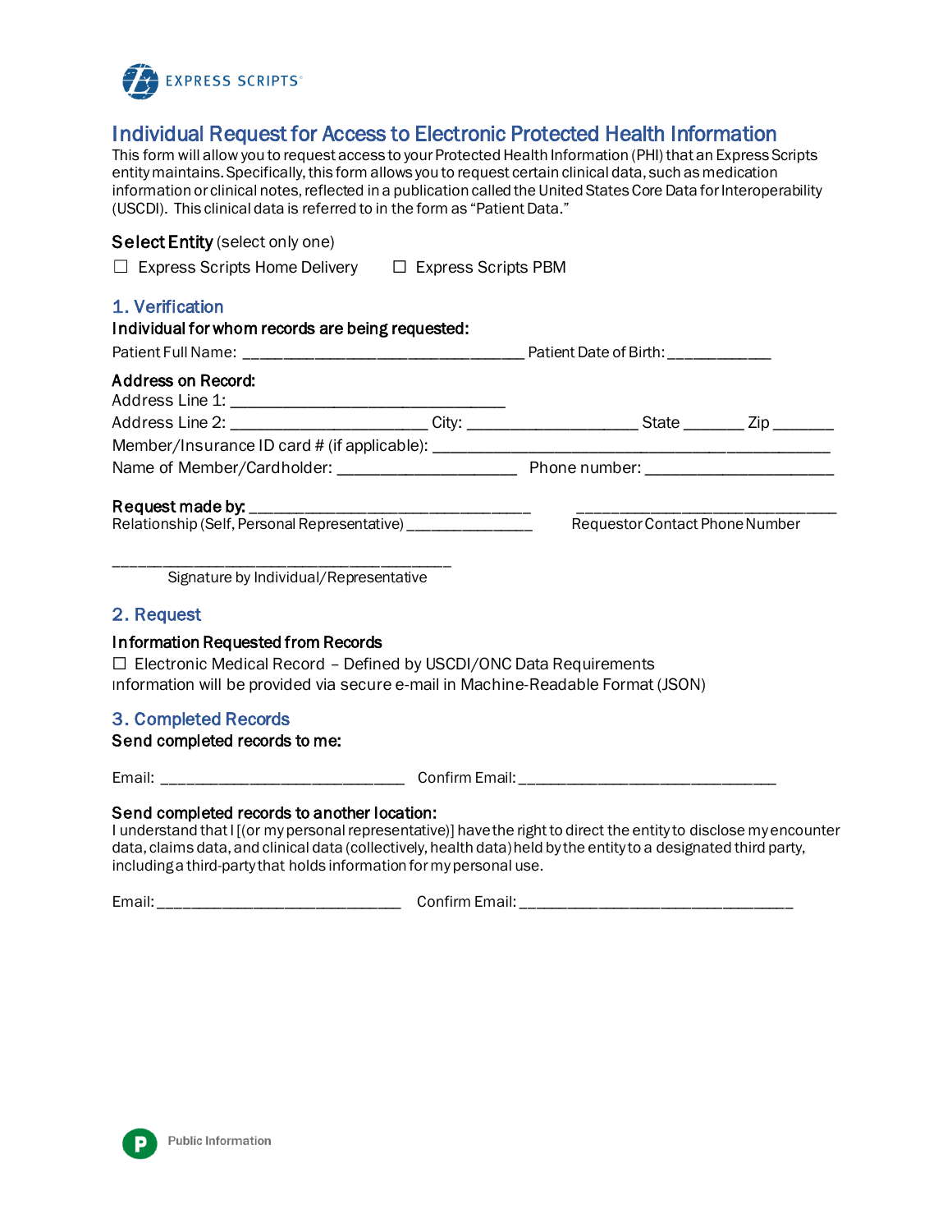EXPRESS SCRIPTS®

# Individual Request for Access to Electronic Protected Health Information

This form will allow you to request access to your Protected Health Information (PHI) that an Express Scripts entity maintains. Specifically, this form allows you to request certain clinical data, such as medication information or clinical notes, reflected in a publication called the United States Core Data for Interoperability (USCDI). This clinical data is referred to in the form as "Patient Data."

**Select Entity** (select only one)

☐ Express Scripts Home Delivery ☐ Express Scripts PBM

## 1. Verification

**Individual for whom records are being requested:**

Patient Full Name: ________________________________ Patient Date of Birth: ____________

**Address on Record:**

Address Line 1: ________________________________

Address Line 2: ______________________ City: ___________________ State _______ Zip _______

Member/Insurance ID card # (if applicable): ______________________________________________

Name of Member/Cardholder: ____________________ Phone number: _____________________

**Request made by:** ________________________________ ______________________________

Relationship (Self, Personal Representative) _______________ Requestor Contact Phone Number

________________________________________

Signature by Individual/Representative

## 2. Request

**Information Requested from Records**

☐ Electronic Medical Record – Defined by USCDI/ONC Data Requirements

Information will be provided via secure e-mail in Machine-Readable Format (JSON)

## 3. Completed Records

**Send completed records to me:**

Email: ____________________________ Confirm Email: ______________________________

**Send completed records to another location:**

I understand that I [(or my personal representative)] have the right to direct the entity to disclose my encounter data, claims data, and clinical data (collectively, health data) held by the entity to a designated third party, including a third-party that holds information for my personal use.

Email: ____________________________ Confirm Email: ________________________________

Public Information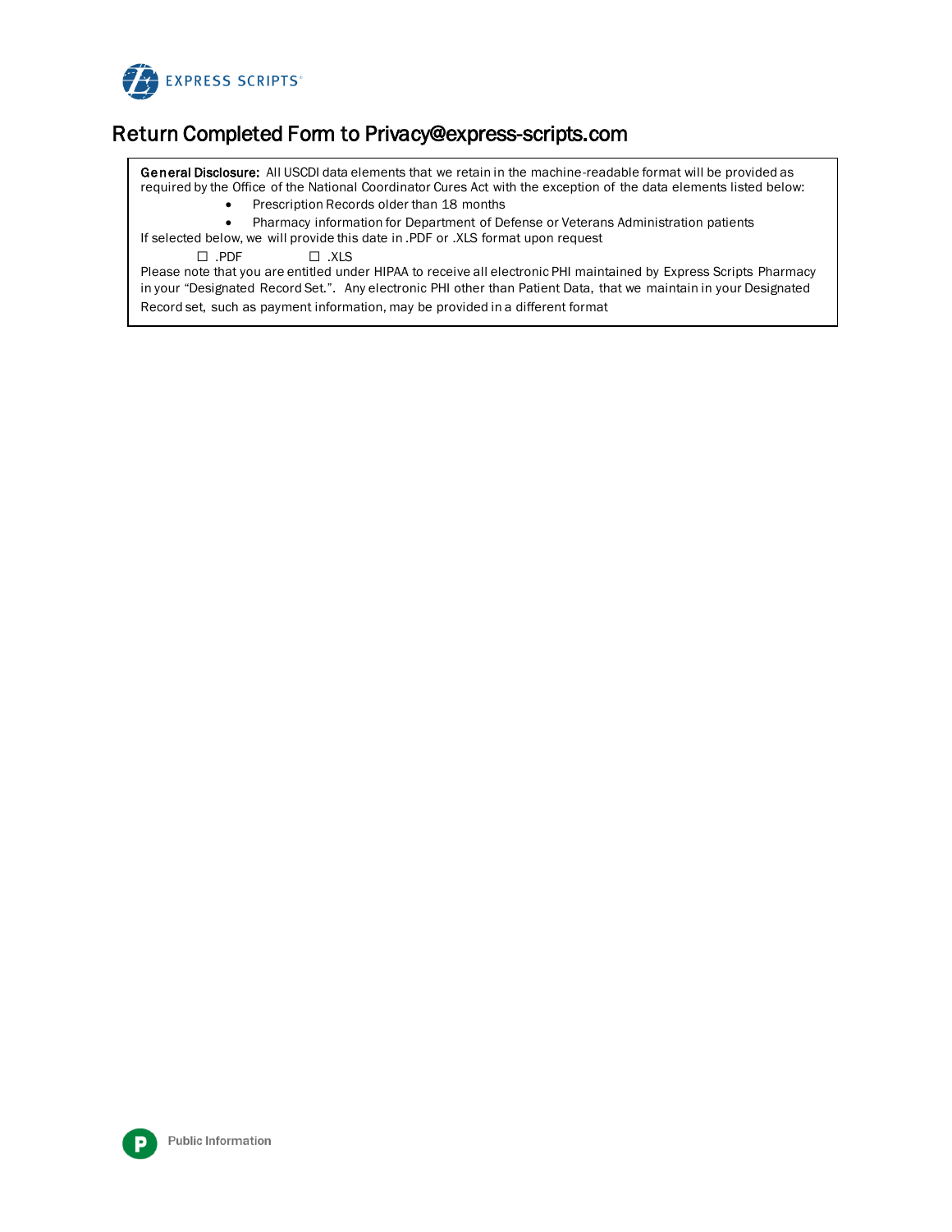# Return Completed Form to Privacy@express-scripts.com

**General Disclosure:** All USCDI data elements that we retain in the machine-readable format will be provided as required by the Office of the National Coordinator Cures Act with the exception of the data elements listed below:

- Prescription Records older than 18 months
- Pharmacy information for Department of Defense or Veterans Administration patients

If selected below, we will provide this date in .PDF or .XLS format upon request

☐ .PDF ☐ .XLS

Please note that you are entitled under HIPAA to receive all electronic PHI maintained by Express Scripts Pharmacy in your "Designated Record Set.". Any electronic PHI other than Patient Data, that we maintain in your Designated Record set, such as payment information, may be provided in a different format

Public Information